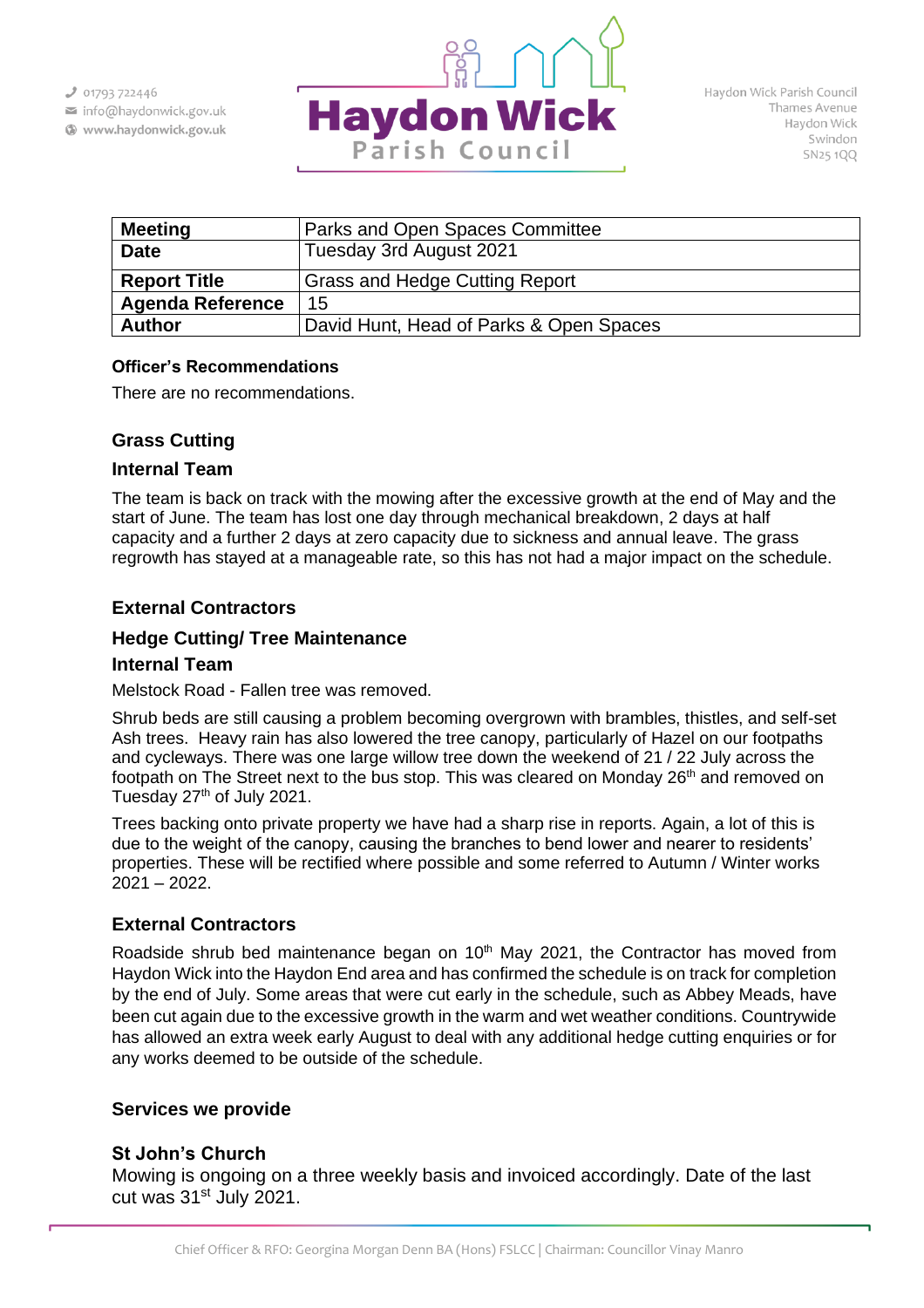| Meeting | Parks and Open Spaces Committee |
| --- | --- |
| Date | Tuesday 3rd August 2021 |
| Report Title | Grass and Hedge Cutting Report |
| Agenda Reference | 15 |
| Author | David Hunt, Head of Parks & Open Spaces |

**Officer's Recommendations**

There are no recommendations.

## Grass Cutting

### Internal Team

The team is back on track with the mowing after the excessive growth at the end of May and the start of June. The team has lost one day through mechanical breakdown, 2 days at half capacity and a further 2 days at zero capacity due to sickness and annual leave. The grass regrowth has stayed at a manageable rate, so this has not had a major impact on the schedule.

### External Contractors

## Hedge Cutting/ Tree Maintenance

### Internal Team

Melstock Road - Fallen tree was removed.

Shrub beds are still causing a problem becoming overgrown with brambles, thistles, and self-set Ash trees. Heavy rain has also lowered the tree canopy, particularly of Hazel on our footpaths and cycleways. There was one large willow tree down the weekend of 21 / 22 July across the footpath on The Street next to the bus stop. This was cleared on Monday 26th and removed on Tuesday 27th of July 2021.

Trees backing onto private property we have had a sharp rise in reports. Again, a lot of this is due to the weight of the canopy, causing the branches to bend lower and nearer to residents' properties. These will be rectified where possible and some referred to Autumn / Winter works 2021 – 2022.

### External Contractors

Roadside shrub bed maintenance began on 10th May 2021, the Contractor has moved from Haydon Wick into the Haydon End area and has confirmed the schedule is on track for completion by the end of July. Some areas that were cut early in the schedule, such as Abbey Meads, have been cut again due to the excessive growth in the warm and wet weather conditions. Countrywide has allowed an extra week early August to deal with any additional hedge cutting enquiries or for any works deemed to be outside of the schedule.

## Services we provide

### St John's Church

Mowing is ongoing on a three weekly basis and invoiced accordingly. Date of the last cut was 31st July 2021.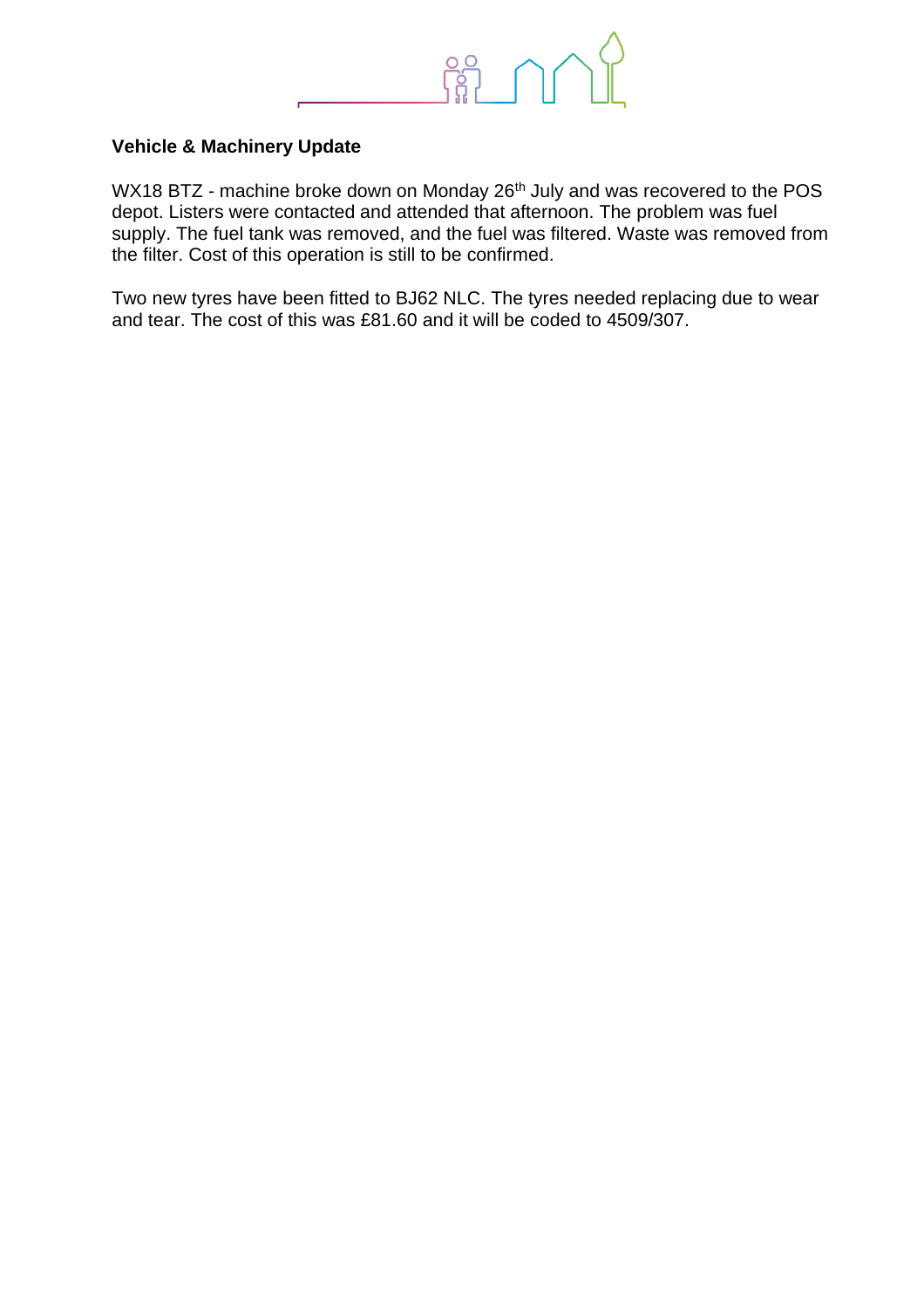**Vehicle & Machinery Update**

WX18 BTZ - machine broke down on Monday 26th July and was recovered to the POS depot. Listers were contacted and attended that afternoon. The problem was fuel supply. The fuel tank was removed, and the fuel was filtered. Waste was removed from the filter. Cost of this operation is still to be confirmed.

Two new tyres have been fitted to BJ62 NLC. The tyres needed replacing due to wear and tear. The cost of this was £81.60 and it will be coded to 4509/307.